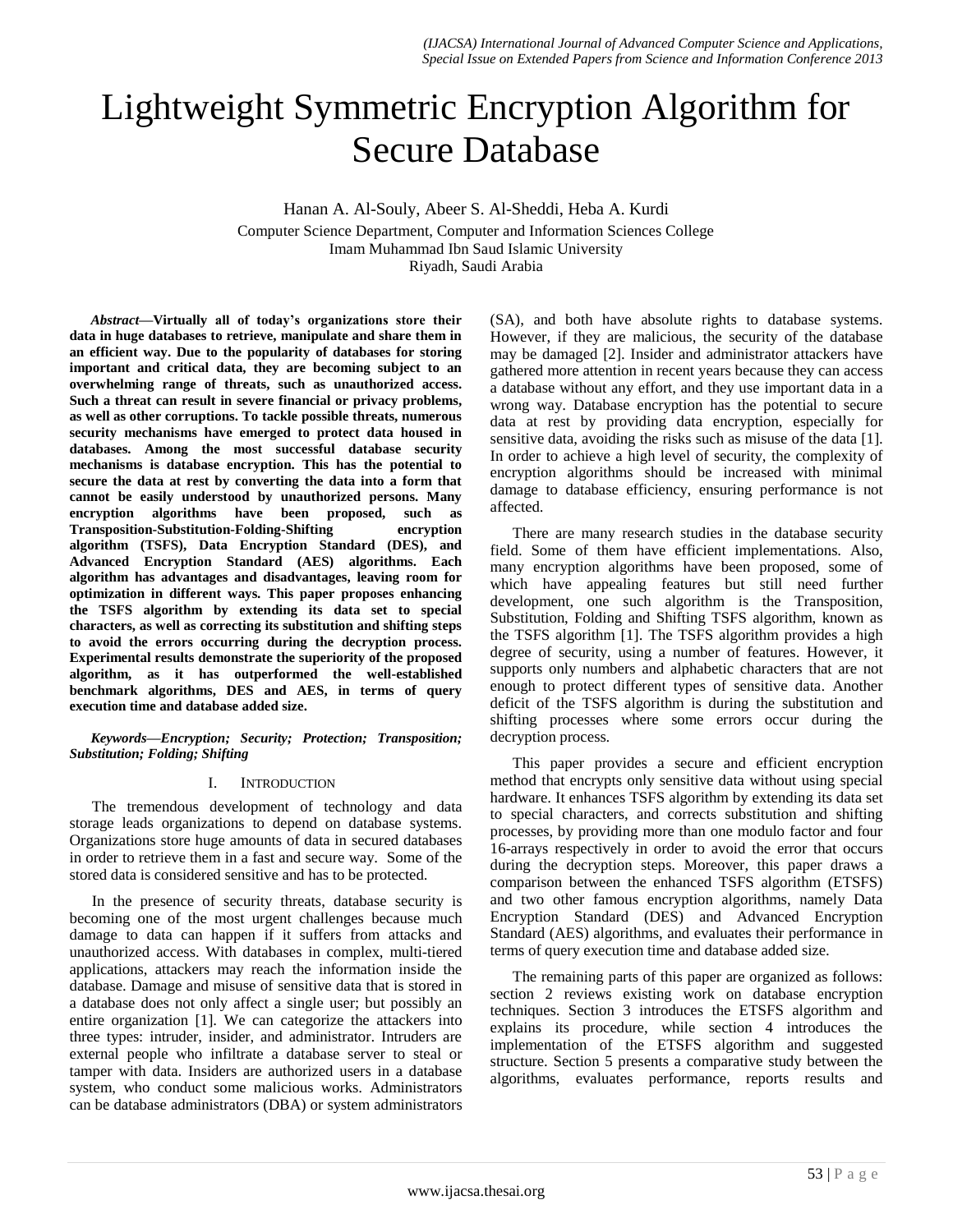# Lightweight Symmetric Encryption Algorithm for Secure Database

Hanan A. Al-Souly, Abeer S. Al-Sheddi, Heba A. Kurdi
Computer Science Department, Computer and Information Sciences College
Imam Muhammad Ibn Saud Islamic University
Riyadh, Saudi Arabia

***Abstract*—Virtually all of today's organizations store their data in huge databases to retrieve, manipulate and share them in an efficient way. Due to the popularity of databases for storing important and critical data, they are becoming subject to an overwhelming range of threats, such as unauthorized access. Such a threat can result in severe financial or privacy problems, as well as other corruptions. To tackle possible threats, numerous security mechanisms have emerged to protect data housed in databases. Among the most successful database security mechanisms is database encryption. This has the potential to secure the data at rest by converting the data into a form that cannot be easily understood by unauthorized persons. Many encryption algorithms have been proposed, such as Transposition-Substitution-Folding-Shifting encryption algorithm (TSFS), Data Encryption Standard (DES), and Advanced Encryption Standard (AES) algorithms. Each algorithm has advantages and disadvantages, leaving room for optimization in different ways. This paper proposes enhancing the TSFS algorithm by extending its data set to special characters, as well as correcting its substitution and shifting steps to avoid the errors occurring during the decryption process. Experimental results demonstrate the superiority of the proposed algorithm, as it has outperformed the well-established benchmark algorithms, DES and AES, in terms of query execution time and database added size.**

***Keywords—Encryption; Security; Protection; Transposition; Substitution; Folding; Shifting***

## I. Introduction

The tremendous development of technology and data storage leads organizations to depend on database systems. Organizations store huge amounts of data in secured databases in order to retrieve them in a fast and secure way. Some of the stored data is considered sensitive and has to be protected.

In the presence of security threats, database security is becoming one of the most urgent challenges because much damage to data can happen if it suffers from attacks and unauthorized access. With databases in complex, multi-tiered applications, attackers may reach the information inside the database. Damage and misuse of sensitive data that is stored in a database does not only affect a single user; but possibly an entire organization [1]. We can categorize the attackers into three types: intruder, insider, and administrator. Intruders are external people who infiltrate a database server to steal or tamper with data. Insiders are authorized users in a database system, who conduct some malicious works. Administrators can be database administrators (DBA) or system administrators (SA), and both have absolute rights to database systems. However, if they are malicious, the security of the database may be damaged [2]. Insider and administrator attackers have gathered more attention in recent years because they can access a database without any effort, and they use important data in a wrong way. Database encryption has the potential to secure data at rest by providing data encryption, especially for sensitive data, avoiding the risks such as misuse of the data [1]. In order to achieve a high level of security, the complexity of encryption algorithms should be increased with minimal damage to database efficiency, ensuring performance is not affected.

There are many research studies in the database security field. Some of them have efficient implementations. Also, many encryption algorithms have been proposed, some of which have appealing features but still need further development, one such algorithm is the Transposition, Substitution, Folding and Shifting TSFS algorithm, known as the TSFS algorithm [1]. The TSFS algorithm provides a high degree of security, using a number of features. However, it supports only numbers and alphabetic characters that are not enough to protect different types of sensitive data. Another deficit of the TSFS algorithm is during the substitution and shifting processes where some errors occur during the decryption process.

This paper provides a secure and efficient encryption method that encrypts only sensitive data without using special hardware. It enhances TSFS algorithm by extending its data set to special characters, and corrects substitution and shifting processes, by providing more than one modulo factor and four 16-arrays respectively in order to avoid the error that occurs during the decryption steps. Moreover, this paper draws a comparison between the enhanced TSFS algorithm (ETSFS) and two other famous encryption algorithms, namely Data Encryption Standard (DES) and Advanced Encryption Standard (AES) algorithms, and evaluates their performance in terms of query execution time and database added size.

The remaining parts of this paper are organized as follows: section 2 reviews existing work on database encryption techniques. Section 3 introduces the ETSFS algorithm and explains its procedure, while section 4 introduces the implementation of the ETSFS algorithm and suggested structure. Section 5 presents a comparative study between the algorithms, evaluates performance, reports results and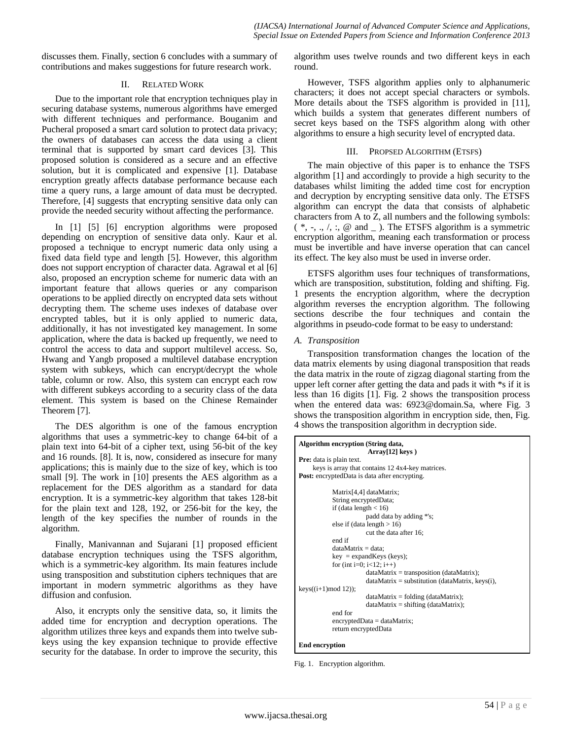discusses them. Finally, section 6 concludes with a summary of contributions and makes suggestions for future research work.

## II. Related Work

Due to the important role that encryption techniques play in securing database systems, numerous algorithms have emerged with different techniques and performance. Bouganim and Pucheral proposed a smart card solution to protect data privacy; the owners of databases can access the data using a client terminal that is supported by smart card devices [3]. This proposed solution is considered as a secure and an effective solution, but it is complicated and expensive [1]. Database encryption greatly affects database performance because each time a query runs, a large amount of data must be decrypted. Therefore, [4] suggests that encrypting sensitive data only can provide the needed security without affecting the performance.

In [1] [5] [6] encryption algorithms were proposed depending on encryption of sensitive data only. Kaur et al. proposed a technique to encrypt numeric data only using a fixed data field type and length [5]. However, this algorithm does not support encryption of character data. Agrawal et al [6] also, proposed an encryption scheme for numeric data with an important feature that allows queries or any comparison operations to be applied directly on encrypted data sets without decrypting them. The scheme uses indexes of database over encrypted tables, but it is only applied to numeric data, additionally, it has not investigated key management. In some application, where the data is backed up frequently, we need to control the access to data and support multilevel access. So, Hwang and Yangb proposed a multilevel database encryption system with subkeys, which can encrypt/decrypt the whole table, column or row. Also, this system can encrypt each row with different subkeys according to a security class of the data element. This system is based on the Chinese Remainder Theorem [7].

The DES algorithm is one of the famous encryption algorithms that uses a symmetric-key to change 64-bit of a plain text into 64-bit of a cipher text, using 56-bit of the key and 16 rounds. [8]. It is, now, considered as insecure for many applications; this is mainly due to the size of key, which is too small [9]. The work in [10] presents the AES algorithm as a replacement for the DES algorithm as a standard for data encryption. It is a symmetric-key algorithm that takes 128-bit for the plain text and 128, 192, or 256-bit for the key, the length of the key specifies the number of rounds in the algorithm.

Finally, Manivannan and Sujarani [1] proposed efficient database encryption techniques using the TSFS algorithm, which is a symmetric-key algorithm. Its main features include using transposition and substitution ciphers techniques that are important in modern symmetric algorithms as they have diffusion and confusion.

Also, it encrypts only the sensitive data, so, it limits the added time for encryption and decryption operations. The algorithm utilizes three keys and expands them into twelve sub-keys using the key expansion technique to provide effective security for the database. In order to improve the security, this algorithm uses twelve rounds and two different keys in each round.

However, TSFS algorithm applies only to alphanumeric characters; it does not accept special characters or symbols. More details about the TSFS algorithm is provided in [11], which builds a system that generates different numbers of secret keys based on the TSFS algorithm along with other algorithms to ensure a high security level of encrypted data.

## III. Propsed Algorithm (ETSFS)

The main objective of this paper is to enhance the TSFS algorithm [1] and accordingly to provide a high security to the databases whilst limiting the added time cost for encryption and decryption by encrypting sensitive data only. The ETSFS algorithm can encrypt the data that consists of alphabetic characters from A to Z, all numbers and the following symbols: ( *, -, ., /, :, @ and _ ). The ETSFS algorithm is a symmetric encryption algorithm, meaning each transformation or process must be invertible and have inverse operation that can cancel its effect. The key also must be used in inverse order.

ETSFS algorithm uses four techniques of transformations, which are transposition, substitution, folding and shifting. Fig. 1 presents the encryption algorithm, where the decryption algorithm reverses the encryption algorithm. The following sections describe the four techniques and contain the algorithms in pseudo-code format to be easy to understand:

### *A. Transposition*

Transposition transformation changes the location of the data matrix elements by using diagonal transposition that reads the data matrix in the route of zigzag diagonal starting from the upper left corner after getting the data and pads it with *s if it is less than 16 digits [1]. Fig. 2 shows the transposition process when the entered data was: 6923@domain.Sa, where Fig. 3 shows the transposition algorithm in encryption side, then, Fig. 4 shows the transposition algorithm in decryption side.

```
Algorithm encryption (String data,
                      Array[12] keys )
Pre: data is plain text.
     keys is array that contains 12 4x4-key matrices.
Post: encryptedData is data after encrypting.

        Matrix[4,4] dataMatrix;
        String encryptedData;
        if (data length < 16)
                padd data by adding *'s;
        else if (data length > 16)
                cut the data after 16;
        end if
        dataMatrix = data;
        key  = expandKeys (keys);
        for (int i=0; i<12; i++)
                dataMatrix = transposition (dataMatrix);
                dataMatrix = substitution (dataMatrix, keys(i),
keys((i+1)mod 12));
                dataMatrix = folding (dataMatrix);
                dataMatrix = shifting (dataMatrix);
        end for
        encryptedData = dataMatrix;
        return encryptedData

End encryption
```

Fig. 1. Encryption algorithm.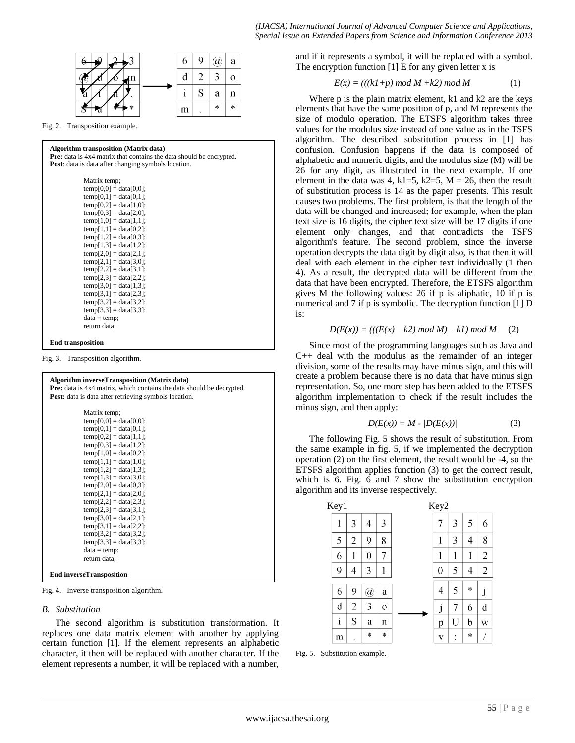| 6 | 9 | @ | a |
|---|---|---|---|
| d | 2 | 3 | o |
| i | S | a | n |
| m | . | * | * |

Fig. 2. Transposition example.

```
Algorithm transposition (Matrix data)
Pre: data is 4x4 matrix that contains the data should be encrypted.
Post: data is data after changing symbols location.

    Matrix temp;
    temp[0,0] = data[0,0];
    temp[0,1] = data[0,1];
    temp[0,2] = data[1,0];
    temp[0,3] = data[2,0];
    temp[1,0] = data[1,1];
    temp[1,1] = data[0,2];
    temp[1,2] = data[0,3];
    temp[1,3] = data[1,2];
    temp[2,0] = data[2,1];
    temp[2,1] = data[3,0];
    temp[2,2] = data[3,1];
    temp[2,3] = data[2,2];
    temp[3,0] = data[1,3];
    temp[3,1] = data[2,3];
    temp[3,2] = data[3,2];
    temp[3,3] = data[3,3];
    data = temp;
    return data;

End transposition
```

Fig. 3. Transposition algorithm.

```
Algorithm inverseTransposition (Matrix data)
Pre: data is 4x4 matrix, which contains the data should be decrypted.
Post: data is data after retrieving symbols location.

    Matrix temp;
    temp[0,0] = data[0,0];
    temp[0,1] = data[0,1];
    temp[0,2] = data[1,1];
    temp[0,3] = data[1,2];
    temp[1,0] = data[0,2];
    temp[1,1] = data[1,0];
    temp[1,2] = data[1,3];
    temp[1,3] = data[3,0];
    temp[2,0] = data[0,3];
    temp[2,1] = data[2,0];
    temp[2,2] = data[2,3];
    temp[2,3] = data[3,1];
    temp[3,0] = data[2,1];
    temp[3,1] = data[2,2];
    temp[3,2] = data[3,2];
    temp[3,3] = data[3,3];
    data = temp;
    return data;

End inverseTransposition
```

Fig. 4. Inverse transposition algorithm.

### B. Substitution

The second algorithm is substitution transformation. It replaces one data matrix element with another by applying certain function [1]. If the element represents an alphabetic character, it then will be replaced with another character. If the element represents a number, it will be replaced with a number, and if it represents a symbol, it will be replaced with a symbol. The encryption function [1] E for any given letter x is

$$E(x) = (((k1+p) \bmod M + k2) \bmod M \qquad (1)$$

Where p is the plain matrix element, k1 and k2 are the keys elements that have the same position of p, and M represents the size of modulo operation. The ETSFS algorithm takes three values for the modulus size instead of one value as in the TSFS algorithm. The described substitution process in [1] has confusion. Confusion happens if the data is composed of alphabetic and numeric digits, and the modulus size (M) will be 26 for any digit, as illustrated in the next example. If one element in the data was 4, k1=5, k2=5, M = 26, then the result of substitution process is 14 as the paper presents. This result causes two problems. The first problem, is that the length of the data will be changed and increased; for example, when the plan text size is 16 digits, the cipher text size will be 17 digits if one element only changes, and that contradicts the TSFS algorithm's feature. The second problem, since the inverse operation decrypts the data digit by digit also, is that then it will deal with each element in the cipher text individually (1 then 4). As a result, the decrypted data will be different from the data that have been encrypted. Therefore, the ETSFS algorithm gives M the following values: 26 if p is aliphatic, 10 if p is numerical and 7 if p is symbolic. The decryption function [1] D is:

$$D(E(x)) = (((E(x) - k2) \bmod M) - k1) \bmod M \qquad (2)$$

Since most of the programming languages such as Java and C++ deal with the modulus as the remainder of an integer division, some of the results may have minus sign, and this will create a problem because there is no data that have minus sign representation. So, one more step has been added to the ETSFS algorithm implementation to check if the result includes the minus sign, and then apply:

$$D(E(x)) = M - |D(E(x))| \qquad (3)$$

The following Fig. 5 shows the result of substitution. From the same example in fig. 5, if we implemented the decryption operation (2) on the first element, the result would be -4, so the ETSFS algorithm applies function (3) to get the correct result, which is 6. Fig. 6 and 7 show the substitution encryption algorithm and its inverse respectively.

Key1

| 1 | 3 | 4 | 3 |
|---|---|---|---|
| 5 | 2 | 9 | 8 |
| 6 | 1 | 0 | 7 |
| 9 | 4 | 3 | 1 |

Key2

| 7 | 3 | 5 | 6 |
|---|---|---|---|
| 1 | 3 | 4 | 8 |
| 1 | 1 | 1 | 2 |
| 0 | 5 | 4 | 2 |

| 6 | 9 | @ | a |
|---|---|---|---|
| d | 2 | 3 | o |
| i | S | a | n |
| m | . | * | * |

→

| 4 | 5 | * | j |
|---|---|---|---|
| j | 7 | 6 | d |
| p | U | b | w |
| v | : | * | / |

Fig. 5. Substitution example.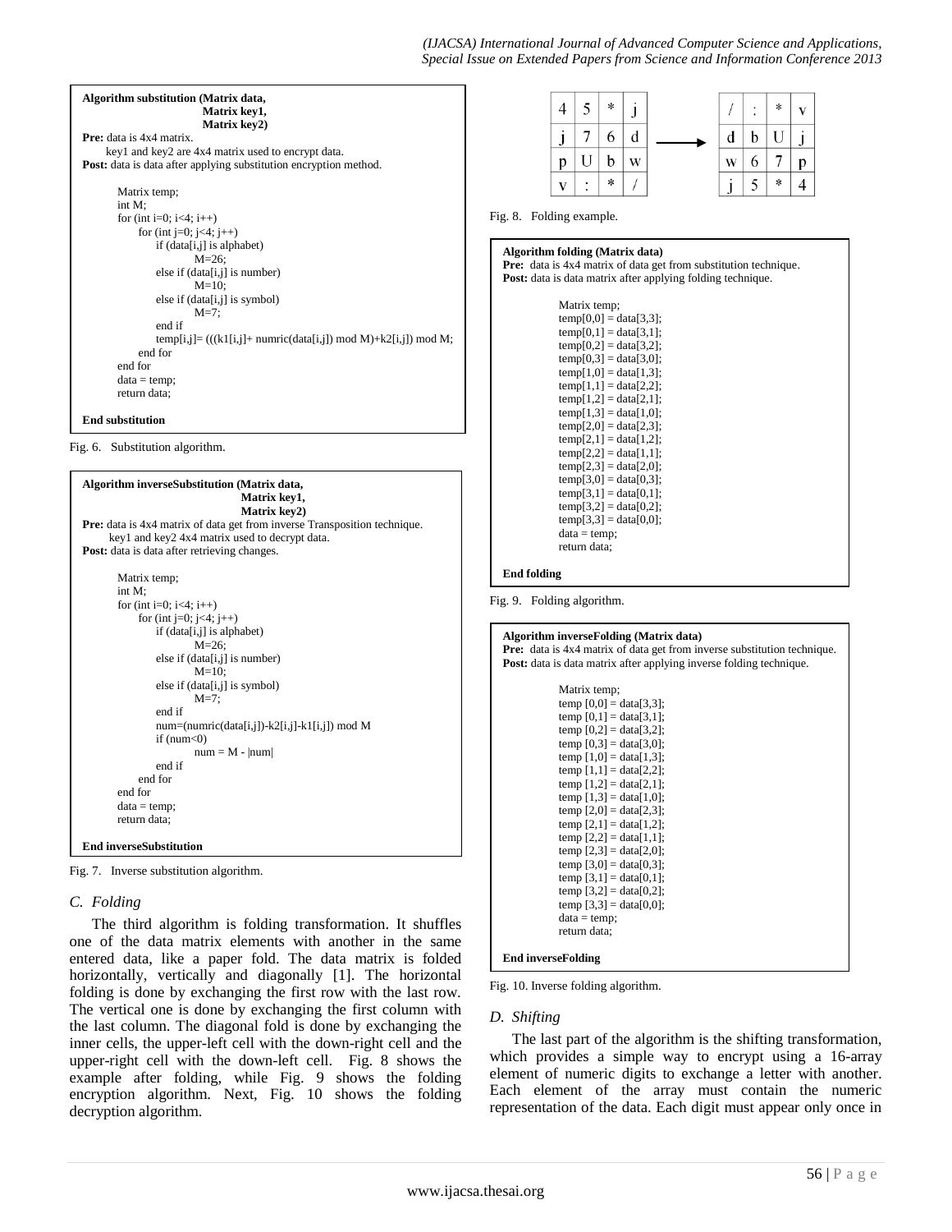```
Algorithm substitution (Matrix data,
                        Matrix key1,
                        Matrix key2)
Pre: data is 4x4 matrix.
     key1 and key2 are 4x4 matrix used to encrypt data.
Post: data is data after applying substitution encryption method.

    Matrix temp;
    int M;
    for (int i=0; i<4; i++)
        for (int j=0; j<4; j++)
            if (data[i,j] is alphabet)
                M=26;
            else if (data[i,j] is number)
                M=10;
            else if (data[i,j] is symbol)
                M=7;
            end if
            temp[i,j]= (((k1[i,j]+ numric(data[i,j]) mod M)+k2[i,j]) mod M;
        end for
    end for
    data = temp;
    return data;

End substitution
```

Fig. 6. Substitution algorithm.

```
Algorithm inverseSubstitution (Matrix data,
                               Matrix key1,
                               Matrix key2)
Pre: data is 4x4 matrix of data get from inverse Transposition technique.
     key1 and key2 4x4 matrix used to decrypt data.
Post: data is data after retrieving changes.

    Matrix temp;
    int M;
    for (int i=0; i<4; i++)
        for (int j=0; j<4; j++)
            if (data[i,j] is alphabet)
                M=26;
            else if (data[i,j] is number)
                M=10;
            else if (data[i,j] is symbol)
                M=7;
            end if
            num=(numric(data[i,j])-k2[i,j]-k1[i,j]) mod M
            if (num<0)
                num = M - |num|
            end if
        end for
    end for
    data = temp;
    return data;

End inverseSubstitution
```

Fig. 7. Inverse substitution algorithm.

### C. Folding

The third algorithm is folding transformation. It shuffles one of the data matrix elements with another in the same entered data, like a paper fold. The data matrix is folded horizontally, vertically and diagonally [1]. The horizontal folding is done by exchanging the first row with the last row. The vertical one is done by exchanging the first column with the last column. The diagonal fold is done by exchanging the inner cells, the upper-left cell with the down-right cell and the upper-right cell with the down-left cell. Fig. 8 shows the example after folding, while Fig. 9 shows the folding encryption algorithm. Next, Fig. 10 shows the folding decryption algorithm.

| 4 | 5 | * | j |
|---|---|---|---|
| j | 7 | 6 | d |
| p | U | b | w |
| v | : | * | / |

→

| / | : | * | v |
|---|---|---|---|
| d | b | U | j |
| w | 6 | 7 | p |
| j | 5 | * | 4 |

Fig. 8. Folding example.

```
Algorithm folding (Matrix data)
Pre: data is 4x4 matrix of data get from substitution technique.
Post: data is data matrix after applying folding technique.

    Matrix temp;
    temp[0,0] = data[3,3];
    temp[0,1] = data[3,1];
    temp[0,2] = data[3,2];
    temp[0,3] = data[3,0];
    temp[1,0] = data[1,3];
    temp[1,1] = data[2,2];
    temp[1,2] = data[2,1];
    temp[1,3] = data[1,0];
    temp[2,0] = data[2,3];
    temp[2,1] = data[1,2];
    temp[2,2] = data[1,1];
    temp[2,3] = data[2,0];
    temp[3,0] = data[0,3];
    temp[3,1] = data[0,1];
    temp[3,2] = data[0,2];
    temp[3,3] = data[0,0];
    data = temp;
    return data;

End folding
```

Fig. 9. Folding algorithm.

```
Algorithm inverseFolding (Matrix data)
Pre: data is 4x4 matrix of data get from inverse substitution technique.
Post: data is data matrix after applying inverse folding technique.

    Matrix temp;
    temp [0,0] = data[3,3];
    temp [0,1] = data[3,1];
    temp [0,2] = data[3,2];
    temp [0,3] = data[3,0];
    temp [1,0] = data[1,3];
    temp [1,1] = data[2,2];
    temp [1,2] = data[2,1];
    temp [1,3] = data[1,0];
    temp [2,0] = data[2,3];
    temp [2,1] = data[1,2];
    temp [2,2] = data[1,1];
    temp [2,3] = data[2,0];
    temp [3,0] = data[0,3];
    temp [3,1] = data[0,1];
    temp [3,2] = data[0,2];
    temp [3,3] = data[0,0];
    data = temp;
    return data;

End inverseFolding
```

Fig. 10. Inverse folding algorithm.

### D. Shifting

The last part of the algorithm is the shifting transformation, which provides a simple way to encrypt using a 16-array element of numeric digits to exchange a letter with another. Each element of the array must contain the numeric representation of the data. Each digit must appear only once in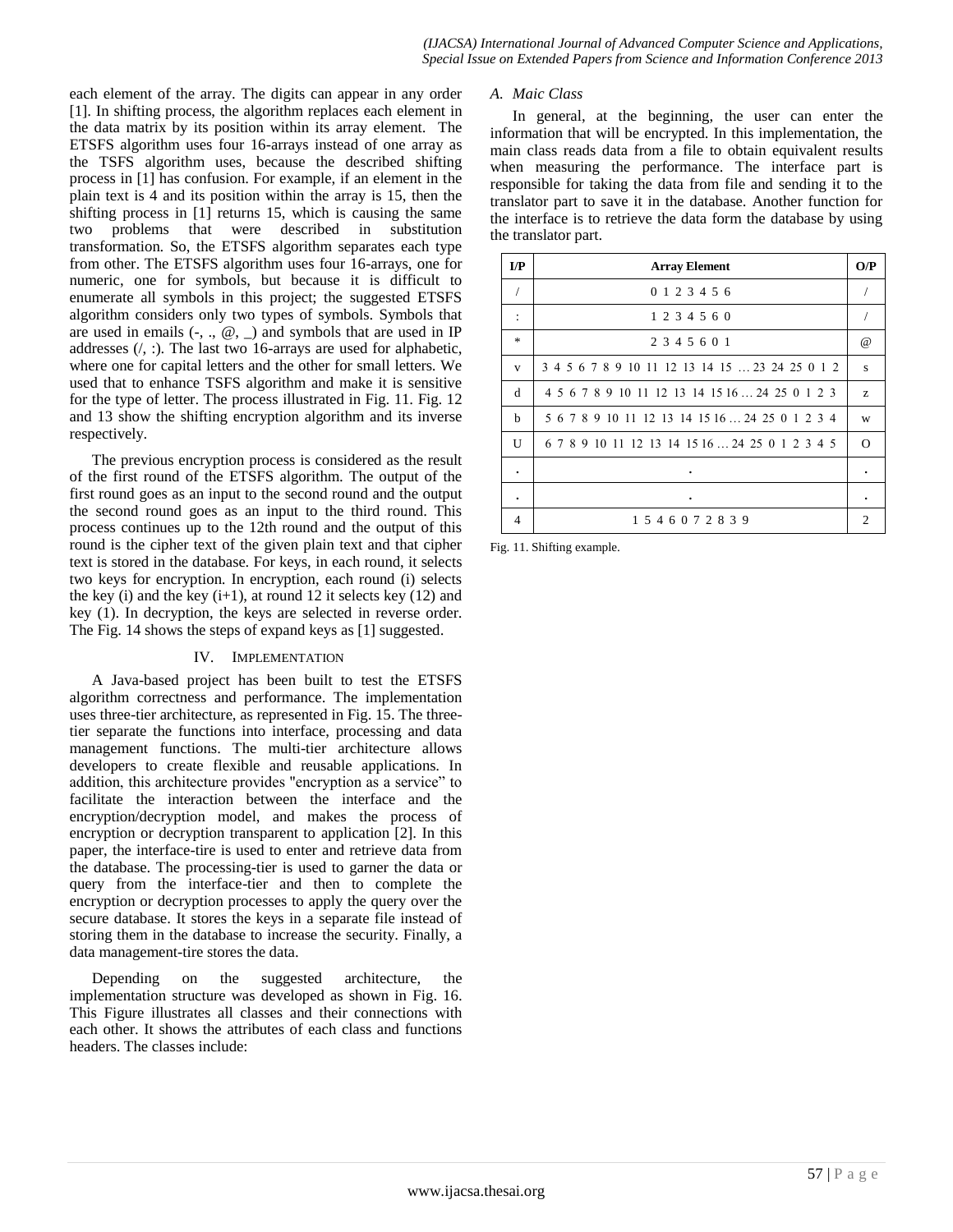each element of the array. The digits can appear in any order [1]. In shifting process, the algorithm replaces each element in the data matrix by its position within its array element. The ETSFS algorithm uses four 16-arrays instead of one array as the TSFS algorithm uses, because the described shifting process in [1] has confusion. For example, if an element in the plain text is 4 and its position within the array is 15, then the shifting process in [1] returns 15, which is causing the same two problems that were described in substitution transformation. So, the ETSFS algorithm separates each type from other. The ETSFS algorithm uses four 16-arrays, one for numeric, one for symbols, but because it is difficult to enumerate all symbols in this project; the suggested ETSFS algorithm considers only two types of symbols. Symbols that are used in emails (-, ., @, _) and symbols that are used in IP addresses (/, :). The last two 16-arrays are used for alphabetic, where one for capital letters and the other for small letters. We used that to enhance TSFS algorithm and make it is sensitive for the type of letter. The process illustrated in Fig. 11. Fig. 12 and 13 show the shifting encryption algorithm and its inverse respectively.

The previous encryption process is considered as the result of the first round of the ETSFS algorithm. The output of the first round goes as an input to the second round and the output the second round goes as an input to the third round. This process continues up to the 12th round and the output of this round is the cipher text of the given plain text and that cipher text is stored in the database. For keys, in each round, it selects two keys for encryption. In encryption, each round (i) selects the key (i) and the key (i+1), at round 12 it selects key (12) and key (1). In decryption, the keys are selected in reverse order. The Fig. 14 shows the steps of expand keys as [1] suggested.

## IV. Implementation

A Java-based project has been built to test the ETSFS algorithm correctness and performance. The implementation uses three-tier architecture, as represented in Fig. 15. The three-tier separate the functions into interface, processing and data management functions. The multi-tier architecture allows developers to create flexible and reusable applications. In addition, this architecture provides "encryption as a service" to facilitate the interaction between the interface and the encryption/decryption model, and makes the process of encryption or decryption transparent to application [2]. In this paper, the interface-tire is used to enter and retrieve data from the database. The processing-tier is used to garner the data or query from the interface-tier and then to complete the encryption or decryption processes to apply the query over the secure database. It stores the keys in a separate file instead of storing them in the database to increase the security. Finally, a data management-tire stores the data.

Depending on the suggested architecture, the implementation structure was developed as shown in Fig. 16. This Figure illustrates all classes and their connections with each other. It shows the attributes of each class and functions headers. The classes include:

### *A. Maic Class*

In general, at the beginning, the user can enter the information that will be encrypted. In this implementation, the main class reads data from a file to obtain equivalent results when measuring the performance. The interface part is responsible for taking the data from file and sending it to the translator part to save it in the database. Another function for the interface is to retrieve the data form the database by using the translator part.

| I/P | Array Element | O/P |
|---|---|---|
| / | 0 1 2 3 4 5 6 | / |
| : | 1 2 3 4 5 6 0 | / |
| * | 2 3 4 5 6 0 1 | @ |
| v | 3 4 5 6 7 8 9 10 11 12 13 14 15 … 23 24 25 0 1 2 | s |
| d | 4 5 6 7 8 9 10 11 12 13 14 15 16 … 24 25 0 1 2 3 | z |
| b | 5 6 7 8 9 10 11 12 13 14 15 16 … 24 25 0 1 2 3 4 | w |
| U | 6 7 8 9 10 11 12 13 14 15 16 … 24 25 0 1 2 3 4 5 | O |
| . | . | . |
| . | . | . |
| 4 | 1 5 4 6 0 7 2 8 3 9 | 2 |

Fig. 11. Shifting example.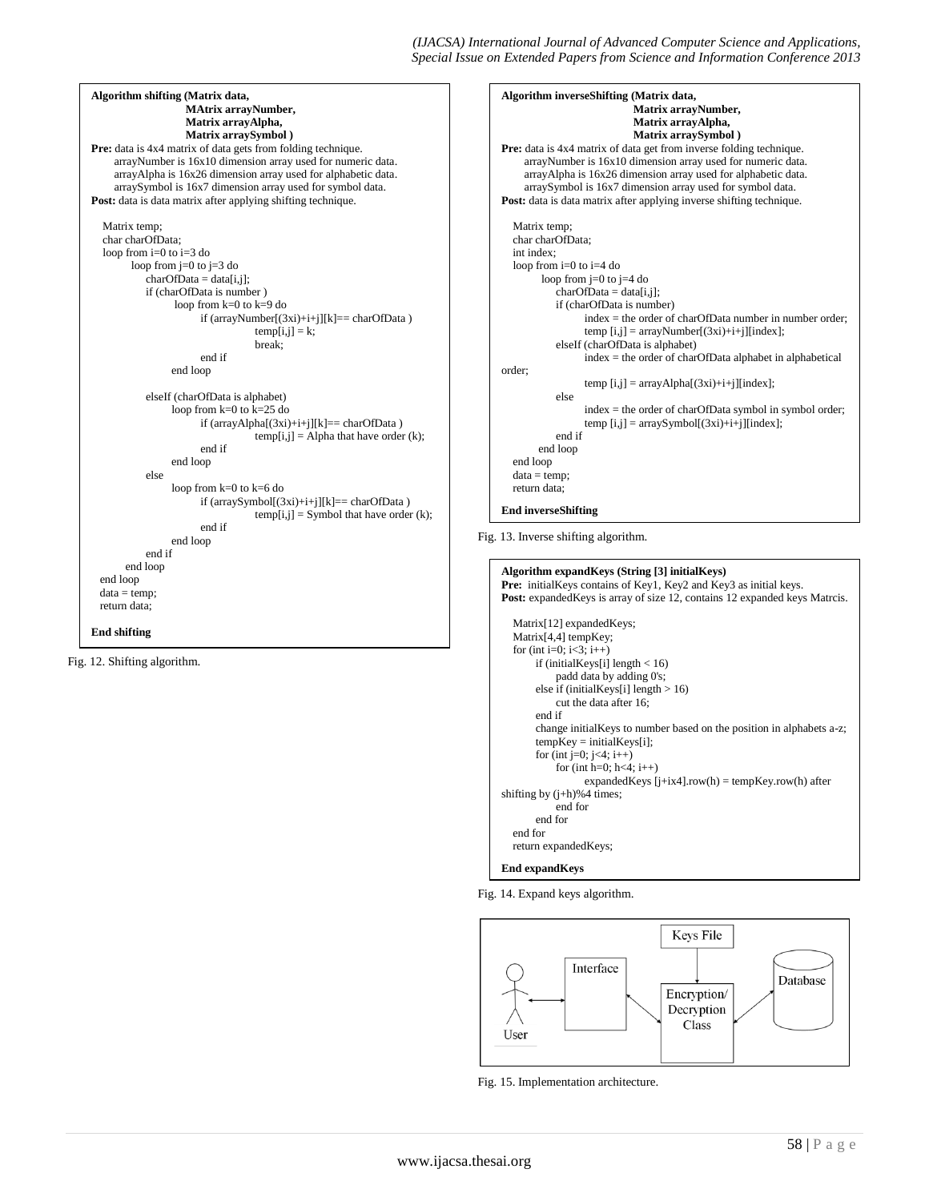```
Algorithm shifting (Matrix data,
                    MAtrix arrayNumber,
                    Matrix arrayAlpha,
                    Matrix arraySymbol )
Pre: data is 4x4 matrix of data gets from folding technique.
     arrayNumber is 16x10 dimension array used for numeric data.
     arrayAlpha is 16x26 dimension array used for alphabetic data.
     arraySymbol is 16x7 dimension array used for symbol data.
Post: data is data matrix after applying shifting technique.

  Matrix temp;
  char charOfData;
  loop from i=0 to i=3 do
        loop from j=0 to j=3 do
            charOfData = data[i,j];
            if (charOfData is number )
                loop from k=0 to k=9 do
                    if (arrayNumber[(3xi)+i+j][k]== charOfData )
                            temp[i,j] = k;
                            break;
                    end if
                end loop

            elseIf (charOfData is alphabet)
                loop from k=0 to k=25 do
                    if (arrayAlpha[(3xi)+i+j][k]== charOfData )
                            temp[i,j] = Alpha that have order (k);
                    end if
                end loop
            else
                loop from k=0 to k=6 do
                    if (arraySymbol[(3xi)+i+j][k]== charOfData )
                            temp[i,j] = Symbol that have order (k);
                    end if
                end loop
            end if
        end loop
  end loop
  data = temp;
  return data;

End shifting
```

Fig. 12. Shifting algorithm.

```
Algorithm inverseShifting (Matrix data,
                           Matrix arrayNumber,
                           Matrix arrayAlpha,
                           Matrix arraySymbol )
Pre: data is 4x4 matrix of data get from inverse folding technique.
     arrayNumber is 16x10 dimension array used for numeric data.
     arrayAlpha is 16x26 dimension array used for alphabetic data.
     arraySymbol is 16x7 dimension array used for symbol data.
Post: data is data matrix after applying inverse shifting technique.

  Matrix temp;
  char charOfData;
  int index;
  loop from i=0 to i=4 do
        loop from j=0 to j=4 do
            charOfData = data[i,j];
            if (charOfData is number)
                index = the order of charOfData number in number order;
                temp [i,j] = arrayNumber[(3xi)+i+j][index];
            elseIf (charOfData is alphabet)
                index = the order of charOfData alphabet in alphabetical
order;
                temp [i,j] = arrayAlpha[(3xi)+i+j][index];
            else
                index = the order of charOfData symbol in symbol order;
                temp [i,j] = arraySymbol[(3xi)+i+j][index];
            end if
        end loop
  end loop
  data = temp;
  return data;

End inverseShifting
```

Fig. 13. Inverse shifting algorithm.

```
Algorithm expandKeys (String [3] initialKeys)
Pre: initialKeys contains of Key1, Key2 and Key3 as initial keys.
Post: expandedKeys is array of size 12, contains 12 expanded keys Matrcis.

  Matrix[12] expandedKeys;
  Matrix[4,4] tempKey;
  for (int i=0; i<3; i++)
      if (initialKeys[i] length < 16)
          padd data by adding 0's;
      else if (initialKeys[i] length > 16)
          cut the data after 16;
      end if
      change initialKeys to number based on the position in alphabets a-z;
      tempKey = initialKeys[i];
      for (int j=0; j<4; i++)
          for (int h=0; h<4; i++)
              expandedKeys [j+ix4].row(h) = tempKey.row(h) after
shifting by (j+h)%4 times;
          end for
      end for
  end for
  return expandedKeys;

End expandKeys
```

Fig. 14. Expand keys algorithm.

Fig. 15. Implementation architecture.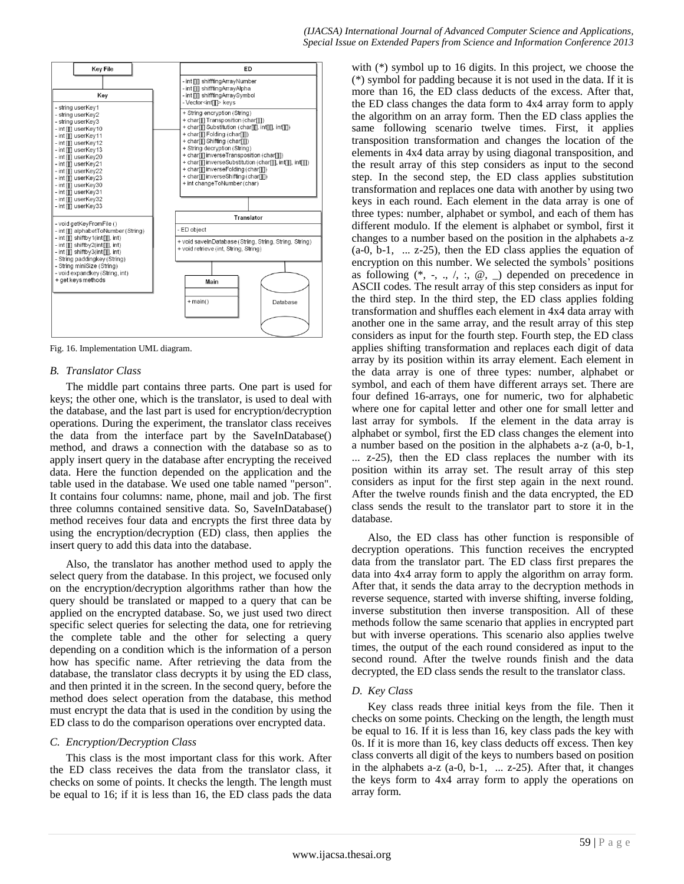Fig. 16. Implementation UML diagram.

## *B. Translator Class*

The middle part contains three parts. One part is used for keys; the other one, which is the translator, is used to deal with the database, and the last part is used for encryption/decryption operations. During the experiment, the translator class receives the data from the interface part by the SaveInDatabase() method, and draws a connection with the database so as to apply insert query in the database after encrypting the received data. Here the function depended on the application and the table used in the database. We used one table named "person". It contains four columns: name, phone, mail and job. The first three columns contained sensitive data. So, SaveInDatabase() method receives four data and encrypts the first three data by using the encryption/decryption (ED) class, then applies the insert query to add this data into the database.

Also, the translator has another method used to apply the select query from the database. In this project, we focused only on the encryption/decryption algorithms rather than how the query should be translated or mapped to a query that can be applied on the encrypted database. So, we just used two direct specific select queries for selecting the data, one for retrieving the complete table and the other for selecting a query depending on a condition which is the information of a person how has specific name. After retrieving the data from the database, the translator class decrypts it by using the ED class, and then printed it in the screen. In the second query, before the method does select operation from the database, this method must encrypt the data that is used in the condition by using the ED class to do the comparison operations over encrypted data.

## *C. Encryption/Decryption Class*

This class is the most important class for this work. After the ED class receives the data from the translator class, it checks on some of points. It checks the length. The length must be equal to 16; if it is less than 16, the ED class pads the data with (*) symbol up to 16 digits. In this project, we choose the (*) symbol for padding because it is not used in the data. If it is more than 16, the ED class deducts of the excess. After that, the ED class changes the data form to 4x4 array form to apply the algorithm on an array form. Then the ED class applies the same following scenario twelve times. First, it applies transposition transformation and changes the location of the elements in 4x4 data array by using diagonal transposition, and the result array of this step considers as input to the second step. In the second step, the ED class applies substitution transformation and replaces one data with another by using two keys in each round. Each element in the data array is one of three types: number, alphabet or symbol, and each of them has different modulo. If the element is alphabet or symbol, first it changes to a number based on the position in the alphabets a-z (a-0, b-1, ... z-25), then the ED class applies the equation of encryption on this number. We selected the symbols' positions as following (*, -, ., /, :, @, _) depended on precedence in ASCII codes. The result array of this step considers as input for the third step. In the third step, the ED class applies folding transformation and shuffles each element in 4x4 data array with another one in the same array, and the result array of this step considers as input for the fourth step. Fourth step, the ED class applies shifting transformation and replaces each digit of data array by its position within its array element. Each element in the data array is one of three types: number, alphabet or symbol, and each of them have different arrays set. There are four defined 16-arrays, one for numeric, two for alphabetic where one for capital letter and other one for small letter and last array for symbols. If the element in the data array is alphabet or symbol, first the ED class changes the element into a number based on the position in the alphabets a-z (a-0, b-1, ... z-25), then the ED class replaces the number with its position within its array set. The result array of this step considers as input for the first step again in the next round. After the twelve rounds finish and the data encrypted, the ED class sends the result to the translator part to store it in the database.

Also, the ED class has other function is responsible of decryption operations. This function receives the encrypted data from the translator part. The ED class first prepares the data into 4x4 array form to apply the algorithm on array form. After that, it sends the data array to the decryption methods in reverse sequence, started with inverse shifting, inverse folding, inverse substitution then inverse transposition. All of these methods follow the same scenario that applies in encrypted part but with inverse operations. This scenario also applies twelve times, the output of the each round considered as input to the second round. After the twelve rounds finish and the data decrypted, the ED class sends the result to the translator class.

## *D. Key Class*

Key class reads three initial keys from the file. Then it checks on some points. Checking on the length, the length must be equal to 16. If it is less than 16, key class pads the key with 0s. If it is more than 16, key class deducts off excess. Then key class converts all digit of the keys to numbers based on position in the alphabets a-z (a-0, b-1, ... z-25). After that, it changes the keys form to 4x4 array form to apply the operations on array form.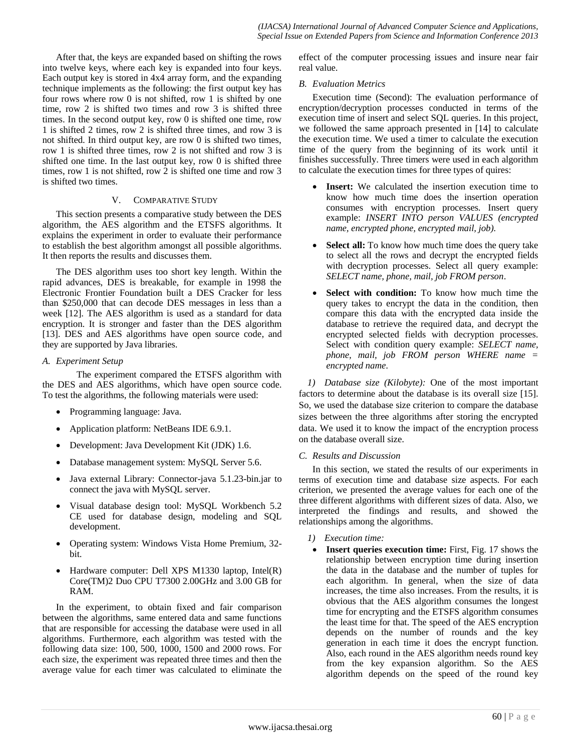After that, the keys are expanded based on shifting the rows into twelve keys, where each key is expanded into four keys. Each output key is stored in 4x4 array form, and the expanding technique implements as the following: the first output key has four rows where row 0 is not shifted, row 1 is shifted by one time, row 2 is shifted two times and row 3 is shifted three times. In the second output key, row 0 is shifted one time, row 1 is shifted 2 times, row 2 is shifted three times, and row 3 is not shifted. In third output key, are row 0 is shifted two times, row 1 is shifted three times, row 2 is not shifted and row 3 is shifted one time. In the last output key, row 0 is shifted three times, row 1 is not shifted, row 2 is shifted one time and row 3 is shifted two times.

## V. Comparative Study

This section presents a comparative study between the DES algorithm, the AES algorithm and the ETSFS algorithms. It explains the experiment in order to evaluate their performance to establish the best algorithm amongst all possible algorithms. It then reports the results and discusses them.

The DES algorithm uses too short key length. Within the rapid advances, DES is breakable, for example in 1998 the Electronic Frontier Foundation built a DES Cracker for less than $250,000 that can decode DES messages in less than a week [12]. The AES algorithm is used as a standard for data encryption. It is stronger and faster than the DES algorithm [13]. DES and AES algorithms have open source code, and they are supported by Java libraries.

### A. Experiment Setup

The experiment compared the ETSFS algorithm with the DES and AES algorithms, which have open source code. To test the algorithms, the following materials were used:

- Programming language: Java.
- Application platform: NetBeans IDE 6.9.1.
- Development: Java Development Kit (JDK) 1.6.
- Database management system: MySQL Server 5.6.
- Java external Library: Connector-java 5.1.23-bin.jar to connect the java with MySQL server.
- Visual database design tool: MySQL Workbench 5.2 CE used for database design, modeling and SQL development.
- Operating system: Windows Vista Home Premium, 32-bit.
- Hardware computer: Dell XPS M1330 laptop, Intel(R) Core(TM)2 Duo CPU T7300 2.00GHz and 3.00 GB for RAM.

In the experiment, to obtain fixed and fair comparison between the algorithms, same entered data and same functions that are responsible for accessing the database were used in all algorithms. Furthermore, each algorithm was tested with the following data size: 100, 500, 1000, 1500 and 2000 rows. For each size, the experiment was repeated three times and then the average value for each timer was calculated to eliminate the effect of the computer processing issues and insure near fair real value.

### B. Evaluation Metrics

Execution time (Second): The evaluation performance of encryption/decryption processes conducted in terms of the execution time of insert and select SQL queries. In this project, we followed the same approach presented in [14] to calculate the execution time. We used a timer to calculate the execution time of the query from the beginning of its work until it finishes successfully. Three timers were used in each algorithm to calculate the execution times for three types of quires:

- **Insert:** We calculated the insertion execution time to know how much time does the insertion operation consumes with encryption processes. Insert query example: *INSERT INTO person VALUES (encrypted name, encrypted phone, encrypted mail, job).*
- **Select all:** To know how much time does the query take to select all the rows and decrypt the encrypted fields with decryption processes. Select all query example: *SELECT name, phone, mail, job FROM person*.
- **Select with condition:** To know how much time the query takes to encrypt the data in the condition, then compare this data with the encrypted data inside the database to retrieve the required data, and decrypt the encrypted selected fields with decryption processes. Select with condition query example: *SELECT name, phone, mail, job FROM person WHERE name = encrypted name*.

*1) Database size (Kilobyte):* One of the most important factors to determine about the database is its overall size [15]. So, we used the database size criterion to compare the database sizes between the three algorithms after storing the encrypted data. We used it to know the impact of the encryption process on the database overall size.

### C. Results and Discussion

In this section, we stated the results of our experiments in terms of execution time and database size aspects. For each criterion, we presented the average values for each one of the three different algorithms with different sizes of data. Also, we interpreted the findings and results, and showed the relationships among the algorithms.

*1) Execution time:*

- **Insert queries execution time:** First, Fig. 17 shows the relationship between encryption time during insertion the data in the database and the number of tuples for each algorithm. In general, when the size of data increases, the time also increases. From the results, it is obvious that the AES algorithm consumes the longest time for encrypting and the ETSFS algorithm consumes the least time for that. The speed of the AES encryption depends on the number of rounds and the key generation in each time it does the encrypt function. Also, each round in the AES algorithm needs round key from the key expansion algorithm. So the AES algorithm depends on the speed of the round key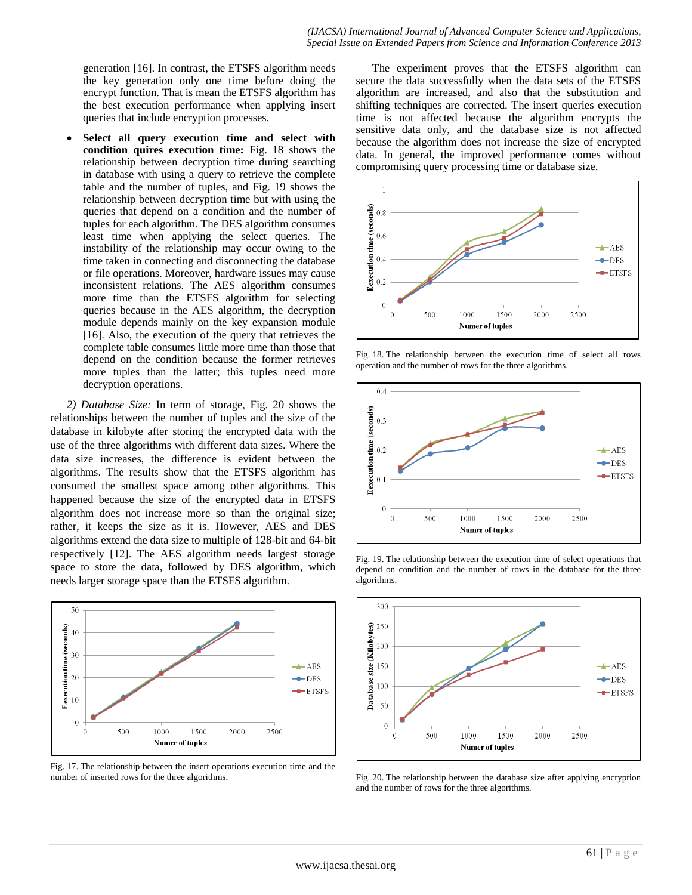generation [16]. In contrast, the ETSFS algorithm needs the key generation only one time before doing the encrypt function. That is mean the ETSFS algorithm has the best execution performance when applying insert queries that include encryption processes.

- **Select all query execution time and select with condition quires execution time:** Fig. 18 shows the relationship between decryption time during searching in database with using a query to retrieve the complete table and the number of tuples, and Fig. 19 shows the relationship between decryption time but with using the queries that depend on a condition and the number of tuples for each algorithm. The DES algorithm consumes least time when applying the select queries. The instability of the relationship may occur owing to the time taken in connecting and disconnecting the database or file operations. Moreover, hardware issues may cause inconsistent relations. The AES algorithm consumes more time than the ETSFS algorithm for selecting queries because in the AES algorithm, the decryption module depends mainly on the key expansion module [16]. Also, the execution of the query that retrieves the complete table consumes little more time than those that depend on the condition because the former retrieves more tuples than the latter; this tuples need more decryption operations.

*2) Database Size:* In term of storage, Fig. 20 shows the relationships between the number of tuples and the size of the database in kilobyte after storing the encrypted data with the use of the three algorithms with different data sizes. Where the data size increases, the difference is evident between the algorithms. The results show that the ETSFS algorithm has consumed the smallest space among other algorithms. This happened because the size of the encrypted data in ETSFS algorithm does not increase more so than the original size; rather, it keeps the size as it is. However, AES and DES algorithms extend the data size to multiple of 128-bit and 64-bit respectively [12]. The AES algorithm needs largest storage space to store the data, followed by DES algorithm, which needs larger storage space than the ETSFS algorithm.

Fig. 17. The relationship between the insert operations execution time and the number of inserted rows for the three algorithms.

The experiment proves that the ETSFS algorithm can secure the data successfully when the data sets of the ETSFS algorithm are increased, and also that the substitution and shifting techniques are corrected. The insert queries execution time is not affected because the algorithm encrypts the sensitive data only, and the database size is not affected because the algorithm does not increase the size of encrypted data. In general, the improved performance comes without compromising query processing time or database size.

Fig. 18. The relationship between the execution time of select all rows operation and the number of rows for the three algorithms.

Fig. 19. The relationship between the execution time of select operations that depend on condition and the number of rows in the database for the three algorithms.

Fig. 20. The relationship between the database size after applying encryption and the number of rows for the three algorithms.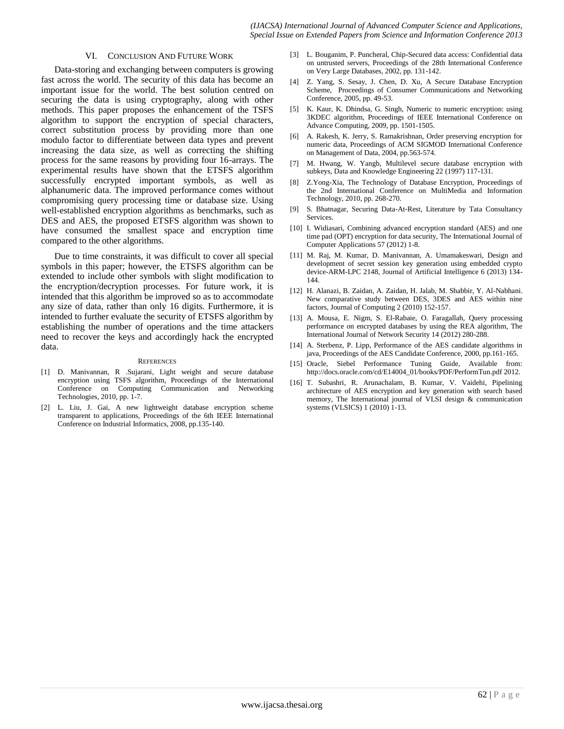## VI. Conclusion And Future Work

Data-storing and exchanging between computers is growing fast across the world. The security of this data has become an important issue for the world. The best solution centred on securing the data is using cryptography, along with other methods. This paper proposes the enhancement of the TSFS algorithm to support the encryption of special characters, correct substitution process by providing more than one modulo factor to differentiate between data types and prevent increasing the data size, as well as correcting the shifting process for the same reasons by providing four 16-arrays. The experimental results have shown that the ETSFS algorithm successfully encrypted important symbols, as well as alphanumeric data. The improved performance comes without compromising query processing time or database size. Using well-established encryption algorithms as benchmarks, such as DES and AES, the proposed ETSFS algorithm was shown to have consumed the smallest space and encryption time compared to the other algorithms.

Due to time constraints, it was difficult to cover all special symbols in this paper; however, the ETSFS algorithm can be extended to include other symbols with slight modification to the encryption/decryption processes. For future work, it is intended that this algorithm be improved so as to accommodate any size of data, rather than only 16 digits. Furthermore, it is intended to further evaluate the security of ETSFS algorithm by establishing the number of operations and the time attackers need to recover the keys and accordingly hack the encrypted data.

## References

[1] D. Manivannan, R .Sujarani, Light weight and secure database encryption using TSFS algorithm, Proceedings of the International Conference on Computing Communication and Networking Technologies, 2010, pp. 1-7.

[2] L. Liu, J. Gai, A new lightweight database encryption scheme transparent to applications, Proceedings of the 6th IEEE International Conference on Industrial Informatics, 2008, pp.135-140.

[3] L. Bouganim, P. Puncheral, Chip-Secured data access: Confidential data on untrusted servers, Proceedings of the 28th International Conference on Very Large Databases, 2002, pp. 131-142.

[4] Z. Yang, S. Sesay, J. Chen, D. Xu, A Secure Database Encryption Scheme, Proceedings of Consumer Communications and Networking Conference, 2005, pp. 49-53.

[5] K. Kaur, K. Dhindsa, G. Singh, Numeric to numeric encryption: using 3KDEC algorithm, Proceedings of IEEE International Conference on Advance Computing, 2009, pp. 1501-1505.

[6] A. Rakesh, K. Jerry, S. Ramakrishnan, Order preserving encryption for numeric data, Proceedings of ACM SIGMOD International Conference on Management of Data, 2004, pp.563-574.

[7] M. Hwang, W. Yangb, Multilevel secure database encryption with subkeys, Data and Knowledge Engineering 22 (1997) 117-131.

[8] Z.Yong-Xia, The Technology of Database Encryption, Proceedings of the 2nd International Conference on MultiMedia and Information Technology, 2010, pp. 268-270.

[9] S. Bhatnagar, Securing Data-At-Rest, Literature by Tata Consultancy Services.

[10] I. Widiasari, Combining advanced encryption standard (AES) and one time pad (OPT) encryption for data security, The International Journal of Computer Applications 57 (2012) 1-8.

[11] M. Raj, M. Kumar, D. Manivannan, A. Umamakeswari, Design and development of secret session key generation using embedded crypto device-ARM-LPC 2148, Journal of Artificial Intelligence 6 (2013) 134-144.

[12] H. Alanazi, B. Zaidan, A. Zaidan, H. Jalab, M. Shabbir, Y. Al-Nabhani. New comparative study between DES, 3DES and AES within nine factors, Journal of Computing 2 (2010) 152-157.

[13] A. Mousa, E. Nigm, S. El-Rabaie, O. Faragallah, Query processing performance on encrypted databases by using the REA algorithm, The International Journal of Network Security 14 (2012) 280-288.

[14] A. Sterbenz, P. Lipp, Performance of the AES candidate algorithms in java, Proceedings of the AES Candidate Conference, 2000, pp.161-165.

[15] Oracle, Siebel Performance Tuning Guide, Available from: http://docs.oracle.com/cd/E14004_01/books/PDF/PerformTun.pdf 2012.

[16] T. Subashri, R. Arunachalam, B. Kumar, V. Vaidehi, Pipelining architecture of AES encryption and key generation with search based memory, The International journal of VLSI design & communication systems (VLSICS) 1 (2010) 1-13.